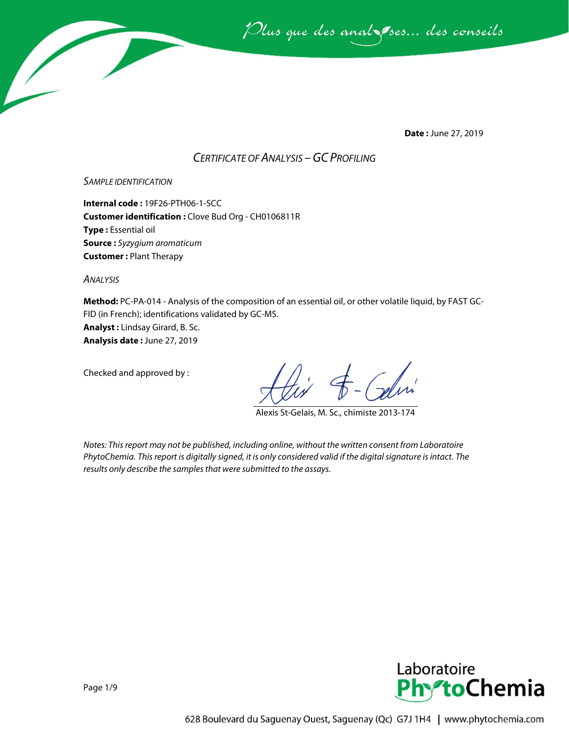*Plus que des analyses... des conseils*

**Date :** June 27, 2019

## *CERTIFICATE OF ANALYSIS – GC PROFILING*

### *SAMPLE IDENTIFICATION*

**Internal code :** 19F26-PTH06-1-SCC
**Customer identification :** Clove Bud Org - CH0106811R
**Type :** Essential oil
**Source :** *Syzygium aromaticum*
**Customer :** Plant Therapy

### *ANALYSIS*

**Method:** PC-PA-014 - Analysis of the composition of an essential oil, or other volatile liquid, by FAST GC-FID (in French); identifications validated by GC-MS.
**Analyst :** Lindsay Girard, B. Sc.
**Analysis date :** June 27, 2019

Checked and approved by :

Alexis St-Gelais, M. Sc., chimiste 2013-174

*Notes: This report may not be published, including online, without the written consent from Laboratoire PhytoChemia. This report is digitally signed, it is only considered valid if the digital signature is intact. The results only describe the samples that were submitted to the assays.*

Laboratoire PhytoChemia

628 Boulevard du Saguenay Ouest, Saguenay (Qc) G7J 1H4 | www.phytochemia.com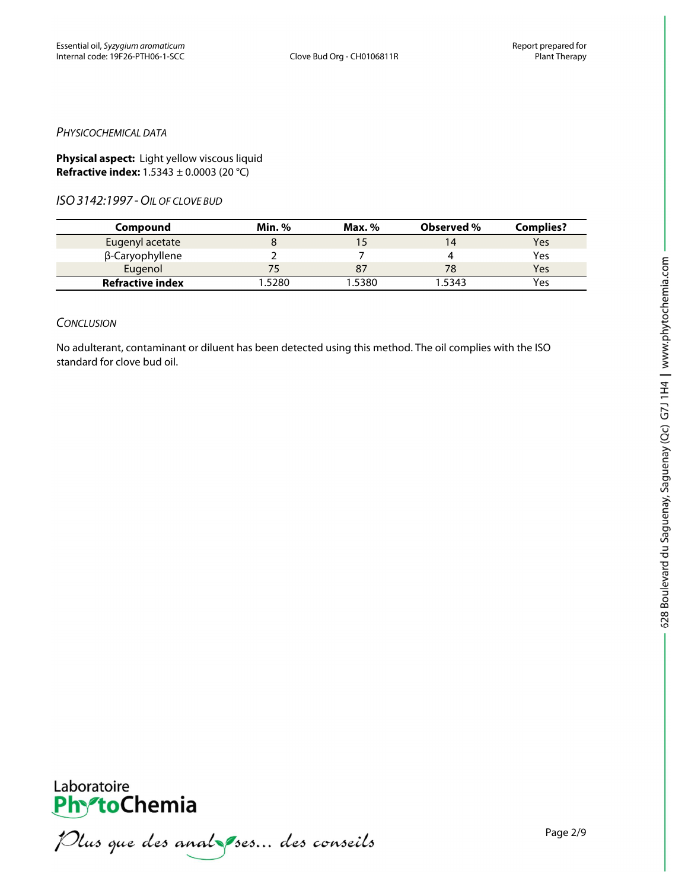*PHYSICOCHEMICAL DATA*

**Physical aspect:** Light yellow viscous liquid
**Refractive index:** 1.5343 ± 0.0003 (20 °C)

*ISO 3142:1997 - OIL OF CLOVE BUD*

| Compound | Min. % | Max. % | Observed % | Complies? |
|---|---|---|---|---|
| Eugenyl acetate | 8 | 15 | 14 | Yes |
| β-Caryophyllene | 2 | 7 | 4 | Yes |
| Eugenol | 75 | 87 | 78 | Yes |
| **Refractive index** | 1.5280 | 1.5380 | 1.5343 | Yes |

*CONCLUSION*

No adulterant, contaminant or diluent has been detected using this method. The oil complies with the ISO standard for clove bud oil.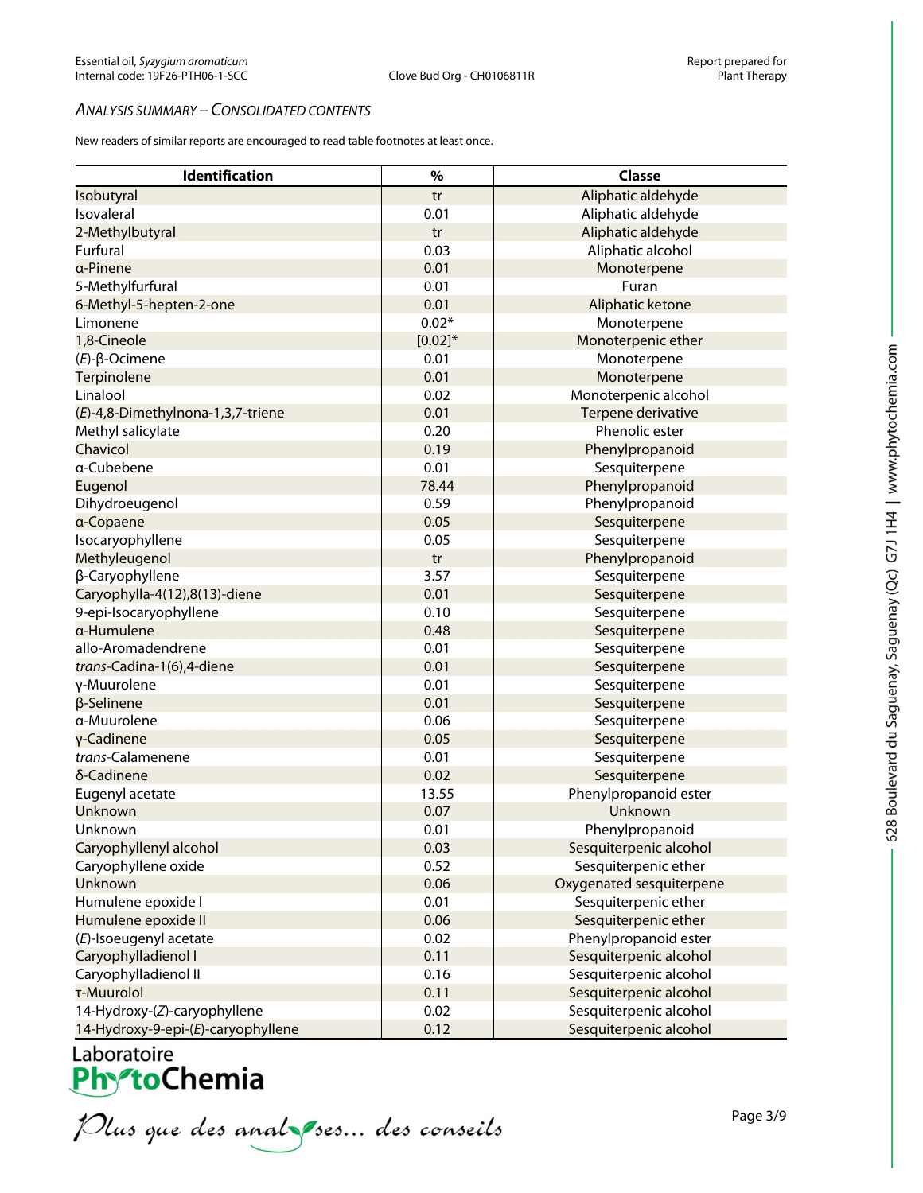*ANALYSIS SUMMARY – CONSOLIDATED CONTENTS*

New readers of similar reports are encouraged to read table footnotes at least once.

| Identification | % | Classe |
|---|---|---|
| Isobutyral | tr | Aliphatic aldehyde |
| Isovaleral | 0.01 | Aliphatic aldehyde |
| 2-Methylbutyral | tr | Aliphatic aldehyde |
| Furfural | 0.03 | Aliphatic alcohol |
| α-Pinene | 0.01 | Monoterpene |
| 5-Methylfurfural | 0.01 | Furan |
| 6-Methyl-5-hepten-2-one | 0.01 | Aliphatic ketone |
| Limonene | 0.02* | Monoterpene |
| 1,8-Cineole | [0.02]* | Monoterpenic ether |
| (*E*)-β-Ocimene | 0.01 | Monoterpene |
| Terpinolene | 0.01 | Monoterpene |
| Linalool | 0.02 | Monoterpenic alcohol |
| (*E*)-4,8-Dimethylnona-1,3,7-triene | 0.01 | Terpene derivative |
| Methyl salicylate | 0.20 | Phenolic ester |
| Chavicol | 0.19 | Phenylpropanoid |
| α-Cubebene | 0.01 | Sesquiterpene |
| Eugenol | 78.44 | Phenylpropanoid |
| Dihydroeugenol | 0.59 | Phenylpropanoid |
| α-Copaene | 0.05 | Sesquiterpene |
| Isocaryophyllene | 0.05 | Sesquiterpene |
| Methyleugenol | tr | Phenylpropanoid |
| β-Caryophyllene | 3.57 | Sesquiterpene |
| Caryophylla-4(12),8(13)-diene | 0.01 | Sesquiterpene |
| 9-epi-Isocaryophyllene | 0.10 | Sesquiterpene |
| α-Humulene | 0.48 | Sesquiterpene |
| allo-Aromadendrene | 0.01 | Sesquiterpene |
| *trans*-Cadina-1(6),4-diene | 0.01 | Sesquiterpene |
| γ-Muurolene | 0.01 | Sesquiterpene |
| β-Selinene | 0.01 | Sesquiterpene |
| α-Muurolene | 0.06 | Sesquiterpene |
| γ-Cadinene | 0.05 | Sesquiterpene |
| *trans*-Calamenene | 0.01 | Sesquiterpene |
| δ-Cadinene | 0.02 | Sesquiterpene |
| Eugenyl acetate | 13.55 | Phenylpropanoid ester |
| Unknown | 0.07 | Unknown |
| Unknown | 0.01 | Phenylpropanoid |
| Caryophyllenyl alcohol | 0.03 | Sesquiterpenic alcohol |
| Caryophyllene oxide | 0.52 | Sesquiterpenic ether |
| Unknown | 0.06 | Oxygenated sesquiterpene |
| Humulene epoxide I | 0.01 | Sesquiterpenic ether |
| Humulene epoxide II | 0.06 | Sesquiterpenic ether |
| (*E*)-Isoeugenyl acetate | 0.02 | Phenylpropanoid ester |
| Caryophylladienol I | 0.11 | Sesquiterpenic alcohol |
| Caryophylladienol II | 0.16 | Sesquiterpenic alcohol |
| τ-Muurolol | 0.11 | Sesquiterpenic alcohol |
| 14-Hydroxy-(*Z*)-caryophyllene | 0.02 | Sesquiterpenic alcohol |
| 14-Hydroxy-9-epi-(*E*)-caryophyllene | 0.12 | Sesquiterpenic alcohol |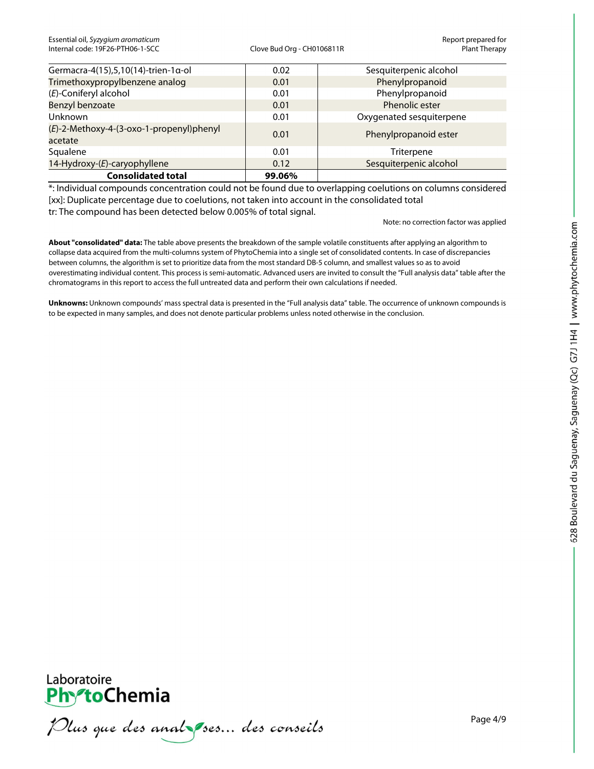| | | |
|---|---|---|
| Germacra-4(15),5,10(14)-trien-1α-ol | 0.02 | Sesquiterpenic alcohol |
| Trimethoxypropylbenzene analog | 0.01 | Phenylpropanoid |
| (*E*)-Coniferyl alcohol | 0.01 | Phenylpropanoid |
| Benzyl benzoate | 0.01 | Phenolic ester |
| Unknown | 0.01 | Oxygenated sesquiterpene |
| (*E*)-2-Methoxy-4-(3-oxo-1-propenyl)phenyl acetate | 0.01 | Phenylpropanoid ester |
| Squalene | 0.01 | Triterpene |
| 14-Hydroxy-(*E*)-caryophyllene | 0.12 | Sesquiterpenic alcohol |
| **Consolidated total** | **99.06%** | |

*: Individual compounds concentration could not be found due to overlapping coelutions on columns considered
[xx]: Duplicate percentage due to coelutions, not taken into account in the consolidated total
tr: The compound has been detected below 0.005% of total signal.

Note: no correction factor was applied

**About "consolidated" data:** The table above presents the breakdown of the sample volatile constituents after applying an algorithm to collapse data acquired from the multi-columns system of PhytoChemia into a single set of consolidated contents. In case of discrepancies between columns, the algorithm is set to prioritize data from the most standard DB-5 column, and smallest values so as to avoid overestimating individual content. This process is semi-automatic. Advanced users are invited to consult the "Full analysis data" table after the chromatograms in this report to access the full untreated data and perform their own calculations if needed.

**Unknowns:** Unknown compounds' mass spectral data is presented in the "Full analysis data" table. The occurrence of unknown compounds is to be expected in many samples, and does not denote particular problems unless noted otherwise in the conclusion.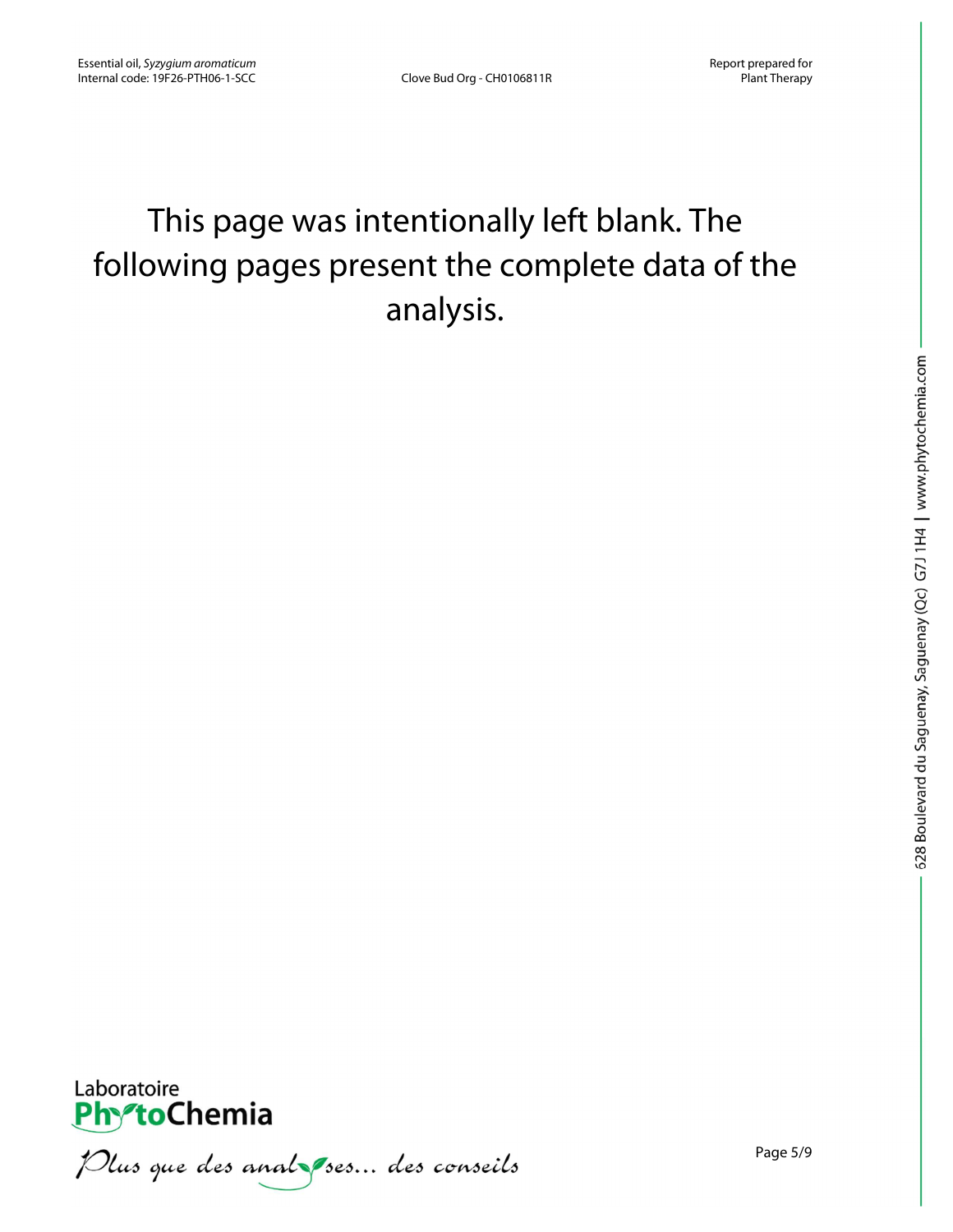This page was intentionally left blank. The following pages present the complete data of the analysis.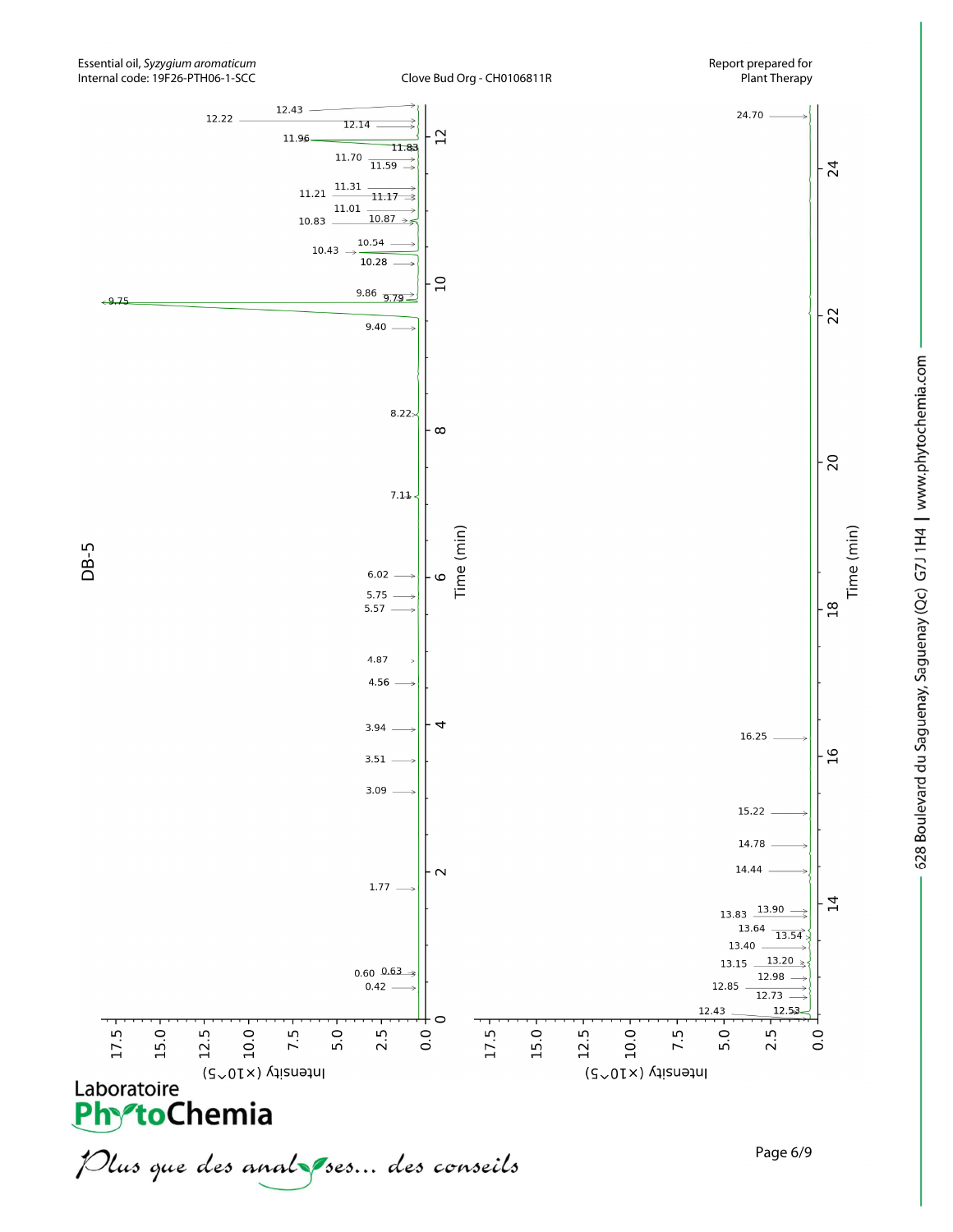Essential oil, *Syzygium aromaticum*
Internal code: 19F26-PTH06-1-SCC

Clove Bud Org - CH0106811R

Report prepared for Plant Therapy

DB-5

Peak retention times (min): 0.42, 0.60, 0.63, 1.77, 3.09, 3.51, 3.94, 4.56, 4.87, 5.57, 5.75, 6.02, 7.11, 8.22, 9.40, 9.75, 9.79, 9.86, 10.28, 10.43, 10.54, 10.83, 10.87, 11.01, 11.17, 11.21, 11.31, 11.59, 11.70, 11.83, 11.96, 12.14, 12.22, 12.43

Peak retention times (min): 12.43, 12.53, 12.73, 12.85, 12.98, 13.15, 13.20, 13.40, 13.54, 13.64, 13.83, 13.90, 14.44, 14.78, 15.22, 16.25, 24.70

Time (min)

Intensity (×10^5)

Laboratoire PhytoChemia

*Plus que des analyses... des conseils*

628 Boulevard du Saguenay, Saguenay (Qc) G7J 1H4 | www.phytochemia.com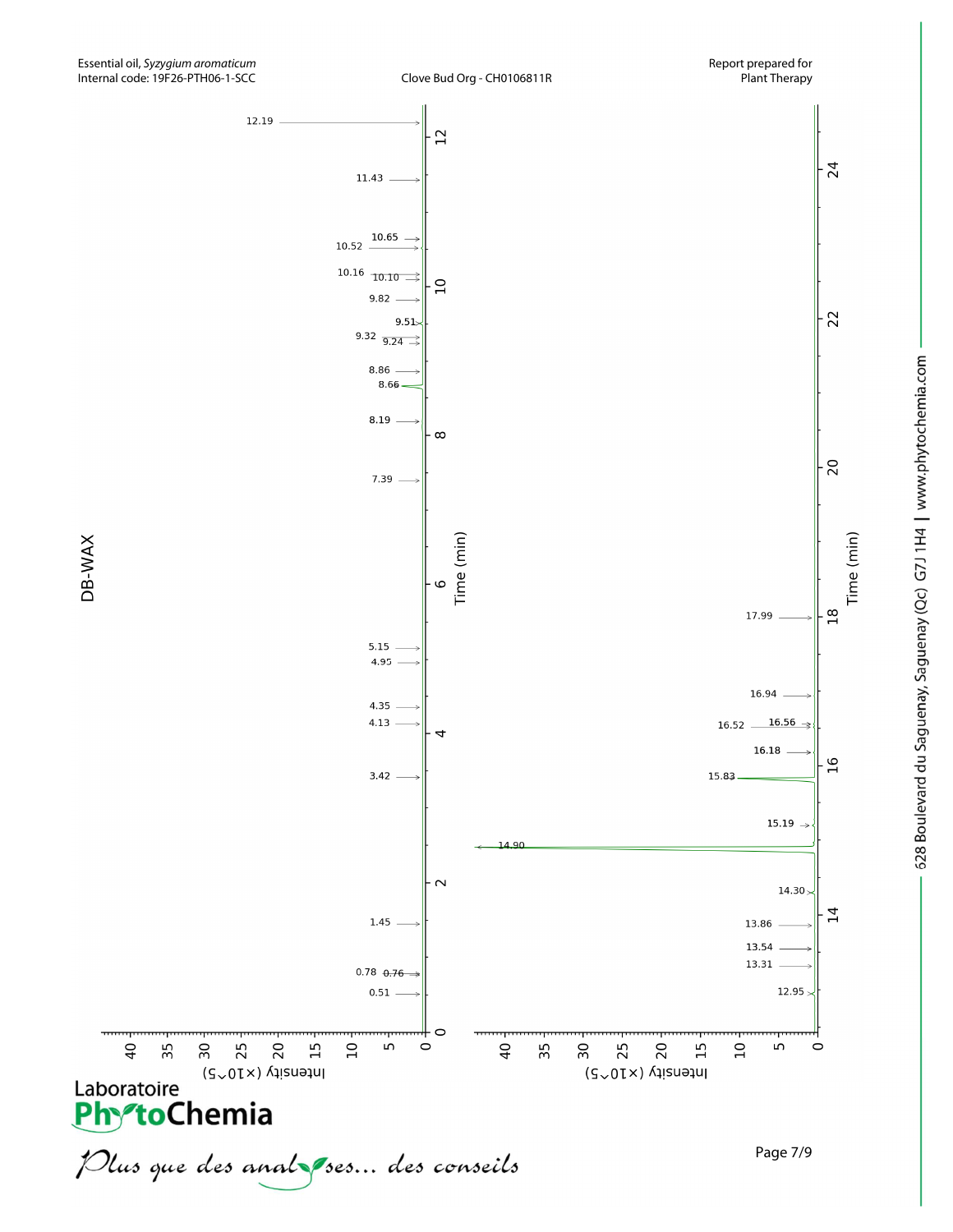Essential oil, *Syzygium aromaticum*
Internal code: 19F26-PTH06-1-SCC

Clove Bud Org - CH0106811R

Report prepared for
Plant Therapy

## DB-WAX

Peaks labelled (Time, min): 0.51, 0.76, 0.78, 1.45, 3.42, 4.13, 4.35, 4.95, 5.15, 7.39, 8.19, 8.66, 8.86, 9.24, 9.32, 9.51, 9.82, 10.10, 10.16, 10.52, 10.65, 11.43, 12.19

Peaks labelled (Time, min): 12.95, 13.31, 13.54, 13.86, 14.30, 14.90, 15.19, 15.83, 16.18, 16.52, 16.56, 16.94, 17.99

Intensity (×10^5) axis: 0, 5, 10, 15, 20, 25, 30, 35, 40

Time (min) axis: 0, 2, 4, 6, 8, 10, 12 / 14, 16, 18, 20, 22, 24

Laboratoire PhytoChemia

*Plus que des analyses... des conseils*

628 Boulevard du Saguenay, Saguenay (Qc) G7J 1H4 | www.phytochemia.com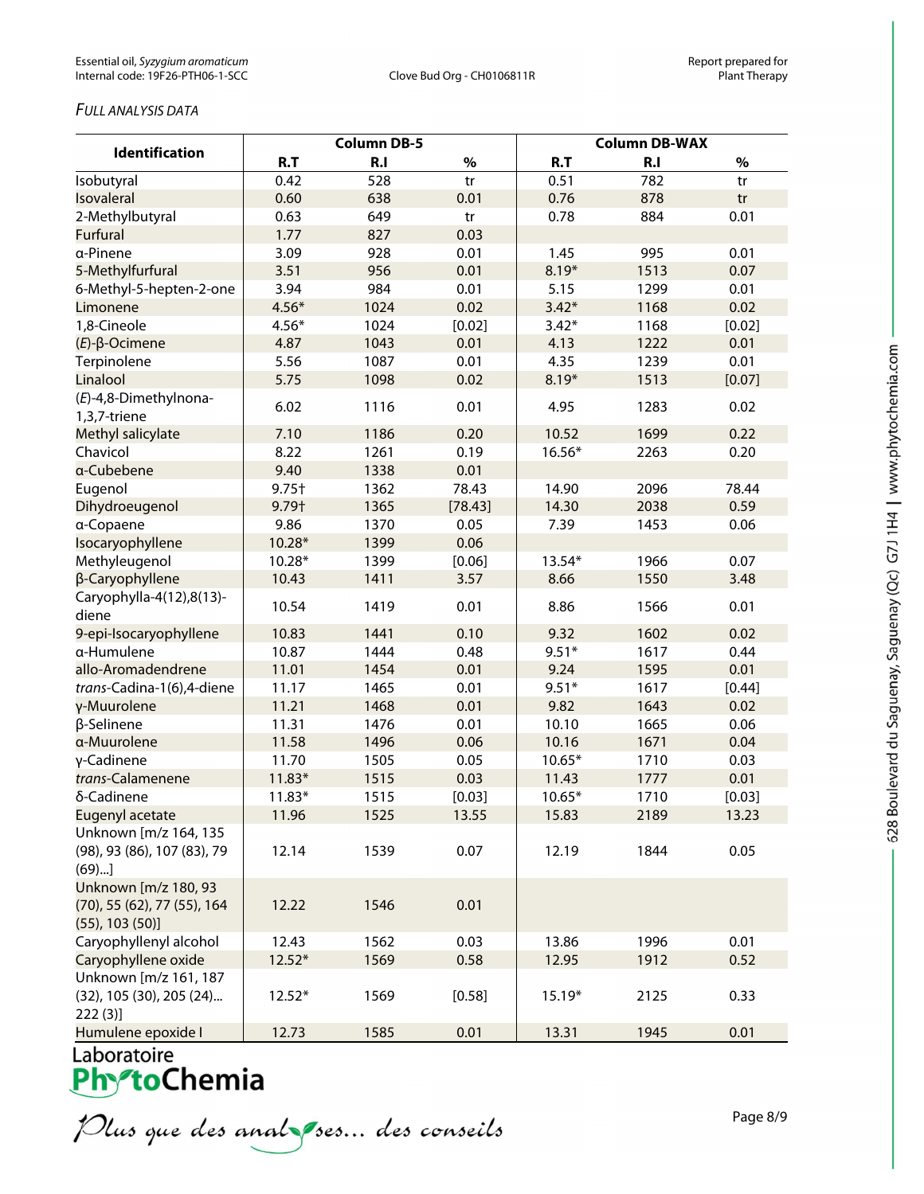*FULL ANALYSIS DATA*

| Identification | Column DB-5 | | | Column DB-WAX | | |
|---|---|---|---|---|---|---|
| | R.T | R.I | % | R.T | R.I | % |
| Isobutyral | 0.42 | 528 | tr | 0.51 | 782 | tr |
| Isovaleral | 0.60 | 638 | 0.01 | 0.76 | 878 | tr |
| 2-Methylbutyral | 0.63 | 649 | tr | 0.78 | 884 | 0.01 |
| Furfural | 1.77 | 827 | 0.03 | | | |
| α-Pinene | 3.09 | 928 | 0.01 | 1.45 | 995 | 0.01 |
| 5-Methylfurfural | 3.51 | 956 | 0.01 | 8.19* | 1513 | 0.07 |
| 6-Methyl-5-hepten-2-one | 3.94 | 984 | 0.01 | 5.15 | 1299 | 0.01 |
| Limonene | 4.56* | 1024 | 0.02 | 3.42* | 1168 | 0.02 |
| 1,8-Cineole | 4.56* | 1024 | [0.02] | 3.42* | 1168 | [0.02] |
| (*E*)-β-Ocimene | 4.87 | 1043 | 0.01 | 4.13 | 1222 | 0.01 |
| Terpinolene | 5.56 | 1087 | 0.01 | 4.35 | 1239 | 0.01 |
| Linalool | 5.75 | 1098 | 0.02 | 8.19* | 1513 | [0.07] |
| (*E*)-4,8-Dimethylnona-1,3,7-triene | 6.02 | 1116 | 0.01 | 4.95 | 1283 | 0.02 |
| Methyl salicylate | 7.10 | 1186 | 0.20 | 10.52 | 1699 | 0.22 |
| Chavicol | 8.22 | 1261 | 0.19 | 16.56* | 2263 | 0.20 |
| α-Cubebene | 9.40 | 1338 | 0.01 | | | |
| Eugenol | 9.75† | 1362 | 78.43 | 14.90 | 2096 | 78.44 |
| Dihydroeugenol | 9.79† | 1365 | [78.43] | 14.30 | 2038 | 0.59 |
| α-Copaene | 9.86 | 1370 | 0.05 | 7.39 | 1453 | 0.06 |
| Isocaryophyllene | 10.28* | 1399 | 0.06 | | | |
| Methyleugenol | 10.28* | 1399 | [0.06] | 13.54* | 1966 | 0.07 |
| β-Caryophyllene | 10.43 | 1411 | 3.57 | 8.66 | 1550 | 3.48 |
| Caryophylla-4(12),8(13)-diene | 10.54 | 1419 | 0.01 | 8.86 | 1566 | 0.01 |
| 9-epi-Isocaryophyllene | 10.83 | 1441 | 0.10 | 9.32 | 1602 | 0.02 |
| α-Humulene | 10.87 | 1444 | 0.48 | 9.51* | 1617 | 0.44 |
| allo-Aromadendrene | 11.01 | 1454 | 0.01 | 9.24 | 1595 | 0.01 |
| *trans*-Cadina-1(6),4-diene | 11.17 | 1465 | 0.01 | 9.51* | 1617 | [0.44] |
| γ-Muurolene | 11.21 | 1468 | 0.01 | 9.82 | 1643 | 0.02 |
| β-Selinene | 11.31 | 1476 | 0.01 | 10.10 | 1665 | 0.06 |
| α-Muurolene | 11.58 | 1496 | 0.06 | 10.16 | 1671 | 0.04 |
| γ-Cadinene | 11.70 | 1505 | 0.05 | 10.65* | 1710 | 0.03 |
| *trans*-Calamenene | 11.83* | 1515 | 0.03 | 11.43 | 1777 | 0.01 |
| δ-Cadinene | 11.83* | 1515 | [0.03] | 10.65* | 1710 | [0.03] |
| Eugenyl acetate | 11.96 | 1525 | 13.55 | 15.83 | 2189 | 13.23 |
| Unknown [m/z 164, 135 (98), 93 (86), 107 (83), 79 (69)...] | 12.14 | 1539 | 0.07 | 12.19 | 1844 | 0.05 |
| Unknown [m/z 180, 93 (70), 55 (62), 77 (55), 164 (55), 103 (50)] | 12.22 | 1546 | 0.01 | | | |
| Caryophyllenyl alcohol | 12.43 | 1562 | 0.03 | 13.86 | 1996 | 0.01 |
| Caryophyllene oxide | 12.52* | 1569 | 0.58 | 12.95 | 1912 | 0.52 |
| Unknown [m/z 161, 187 (32), 105 (30), 205 (24)... 222 (3)] | 12.52* | 1569 | [0.58] | 15.19* | 2125 | 0.33 |
| Humulene epoxide I | 12.73 | 1585 | 0.01 | 13.31 | 1945 | 0.01 |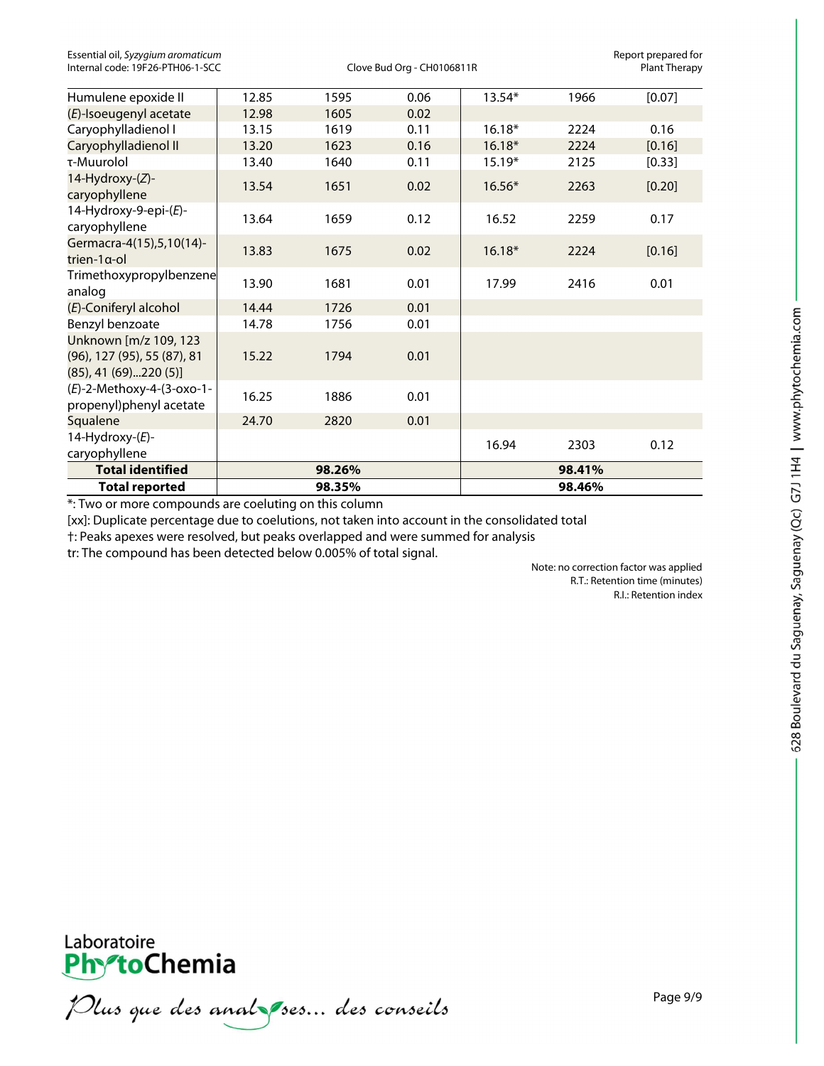| | | | | | | |
|---|---|---|---|---|---|---|
| Humulene epoxide II | 12.85 | 1595 | 0.06 | 13.54* | 1966 | [0.07] |
| (*E*)-Isoeugenyl acetate | 12.98 | 1605 | 0.02 | | | |
| Caryophylladienol I | 13.15 | 1619 | 0.11 | 16.18* | 2224 | 0.16 |
| Caryophylladienol II | 13.20 | 1623 | 0.16 | 16.18* | 2224 | [0.16] |
| τ-Muurolol | 13.40 | 1640 | 0.11 | 15.19* | 2125 | [0.33] |
| 14-Hydroxy-(*Z*)-caryophyllene | 13.54 | 1651 | 0.02 | 16.56* | 2263 | [0.20] |
| 14-Hydroxy-9-epi-(*E*)-caryophyllene | 13.64 | 1659 | 0.12 | 16.52 | 2259 | 0.17 |
| Germacra-4(15),5,10(14)-trien-1α-ol | 13.83 | 1675 | 0.02 | 16.18* | 2224 | [0.16] |
| Trimethoxypropylbenzene analog | 13.90 | 1681 | 0.01 | 17.99 | 2416 | 0.01 |
| (*E*)-Coniferyl alcohol | 14.44 | 1726 | 0.01 | | | |
| Benzyl benzoate | 14.78 | 1756 | 0.01 | | | |
| Unknown [m/z 109, 123 (96), 127 (95), 55 (87), 81 (85), 41 (69)...220 (5)] | 15.22 | 1794 | 0.01 | | | |
| (*E*)-2-Methoxy-4-(3-oxo-1-propenyl)phenyl acetate | 16.25 | 1886 | 0.01 | | | |
| Squalene | 24.70 | 2820 | 0.01 | | | |
| 14-Hydroxy-(*E*)-caryophyllene | | | | 16.94 | 2303 | 0.12 |
| **Total identified** | | **98.26%** | | | **98.41%** | |
| **Total reported** | | **98.35%** | | | **98.46%** | |

*: Two or more compounds are coeluting on this column

[xx]: Duplicate percentage due to coelutions, not taken into account in the consolidated total

†: Peaks apexes were resolved, but peaks overlapped and were summed for analysis

tr: The compound has been detected below 0.005% of total signal.

Note: no correction factor was applied
R.T.: Retention time (minutes)
R.I.: Retention index